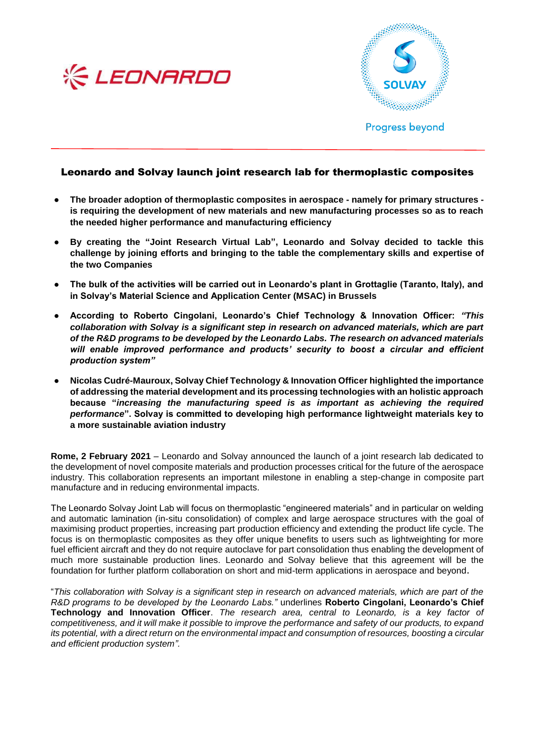# Leonardo and Solvay launch joint research lab for thermoplastic composites

- **The broader adoption of thermoplastic composites in aerospace - namely for primary structures - is requiring the development of new materials and new manufacturing processes so as to reach the needed higher performance and manufacturing efficiency**

- **By creating the "Joint Research Virtual Lab", Leonardo and Solvay decided to tackle this challenge by joining efforts and bringing to the table the complementary skills and expertise of the two Companies**

- **The bulk of the activities will be carried out in Leonardo's plant in Grottaglie (Taranto, Italy), and in Solvay's Material Science and Application Center (MSAC) in Brussels**

- **According to Roberto Cingolani, Leonardo's Chief Technology & Innovation Officer: *"This collaboration with Solvay is a significant step in research on advanced materials, which are part of the R&D programs to be developed by the Leonardo Labs. The research on advanced materials will enable improved performance and products' security to boost a circular and efficient production system"***

- **Nicolas Cudré-Mauroux, Solvay Chief Technology & Innovation Officer highlighted the importance of addressing the material development and its processing technologies with an holistic approach because "*increasing the manufacturing speed is as important as achieving the required performance*". Solvay is committed to developing high performance lightweight materials key to a more sustainable aviation industry**

**Rome, 2 February 2021** – Leonardo and Solvay announced the launch of a joint research lab dedicated to the development of novel composite materials and production processes critical for the future of the aerospace industry. This collaboration represents an important milestone in enabling a step-change in composite part manufacture and in reducing environmental impacts.

The Leonardo Solvay Joint Lab will focus on thermoplastic "engineered materials" and in particular on welding and automatic lamination (in-situ consolidation) of complex and large aerospace structures with the goal of maximising product properties, increasing part production efficiency and extending the product life cycle. The focus is on thermoplastic composites as they offer unique benefits to users such as lightweighting for more fuel efficient aircraft and they do not require autoclave for part consolidation thus enabling the development of much more sustainable production lines. Leonardo and Solvay believe that this agreement will be the foundation for further platform collaboration on short and mid-term applications in aerospace and beyond.

"*This collaboration with Solvay is a significant step in research on advanced materials, which are part of the R&D programs to be developed by the Leonardo Labs."* underlines **Roberto Cingolani, Leonardo's Chief Technology and Innovation Officer**. *The research area, central to Leonardo, is a key factor of competitiveness, and it will make it possible to improve the performance and safety of our products, to expand its potential, with a direct return on the environmental impact and consumption of resources, boosting a circular and efficient production system".*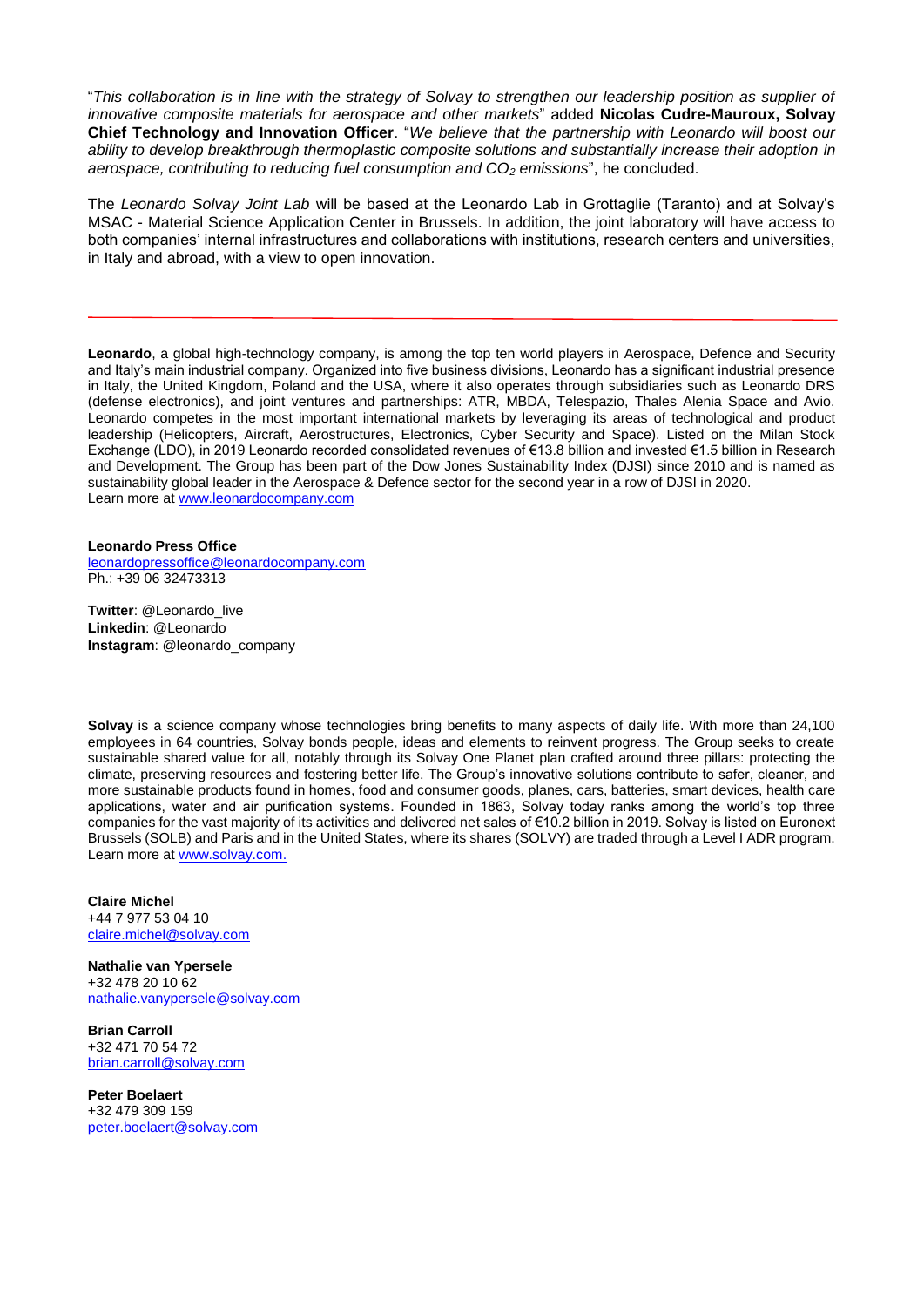"*This collaboration is in line with the strategy of Solvay to strengthen our leadership position as supplier of innovative composite materials for aerospace and other markets*" added **Nicolas Cudre-Mauroux, Solvay Chief Technology and Innovation Officer**. "*We believe that the partnership with Leonardo will boost our ability to develop breakthrough thermoplastic composite solutions and substantially increase their adoption in aerospace, contributing to reducing fuel consumption and $CO_2$ emissions*", he concluded.

The *Leonardo Solvay Joint Lab* will be based at the Leonardo Lab in Grottaglie (Taranto) and at Solvay's MSAC - Material Science Application Center in Brussels. In addition, the joint laboratory will have access to both companies' internal infrastructures and collaborations with institutions, research centers and universities, in Italy and abroad, with a view to open innovation.

---

**Leonardo**, a global high-technology company, is among the top ten world players in Aerospace, Defence and Security and Italy's main industrial company. Organized into five business divisions, Leonardo has a significant industrial presence in Italy, the United Kingdom, Poland and the USA, where it also operates through subsidiaries such as Leonardo DRS (defense electronics), and joint ventures and partnerships: ATR, MBDA, Telespazio, Thales Alenia Space and Avio. Leonardo competes in the most important international markets by leveraging its areas of technological and product leadership (Helicopters, Aircraft, Aerostructures, Electronics, Cyber Security and Space). Listed on the Milan Stock Exchange (LDO), in 2019 Leonardo recorded consolidated revenues of €13.8 billion and invested €1.5 billion in Research and Development. The Group has been part of the Dow Jones Sustainability Index (DJSI) since 2010 and is named as sustainability global leader in the Aerospace & Defence sector for the second year in a row of DJSI in 2020.
Learn more at www.leonardocompany.com

**Leonardo Press Office**
leonardopressoffice@leonardocompany.com
Ph.: +39 06 32473313

**Twitter**: @Leonardo_live
**Linkedin**: @Leonardo
**Instagram**: @leonardo_company

**Solvay** is a science company whose technologies bring benefits to many aspects of daily life. With more than 24,100 employees in 64 countries, Solvay bonds people, ideas and elements to reinvent progress. The Group seeks to create sustainable shared value for all, notably through its Solvay One Planet plan crafted around three pillars: protecting the climate, preserving resources and fostering better life. The Group's innovative solutions contribute to safer, cleaner, and more sustainable products found in homes, food and consumer goods, planes, cars, batteries, smart devices, health care applications, water and air purification systems. Founded in 1863, Solvay today ranks among the world's top three companies for the vast majority of its activities and delivered net sales of €10.2 billion in 2019. Solvay is listed on Euronext Brussels (SOLB) and Paris and in the United States, where its shares (SOLVY) are traded through a Level I ADR program. Learn more at www.solvay.com.

**Claire Michel**
+44 7 977 53 04 10
claire.michel@solvay.com

**Nathalie van Ypersele**
+32 478 20 10 62
nathalie.vanypersele@solvay.com

**Brian Carroll**
+32 471 70 54 72
brian.carroll@solvay.com

**Peter Boelaert**
+32 479 309 159
peter.boelaert@solvay.com